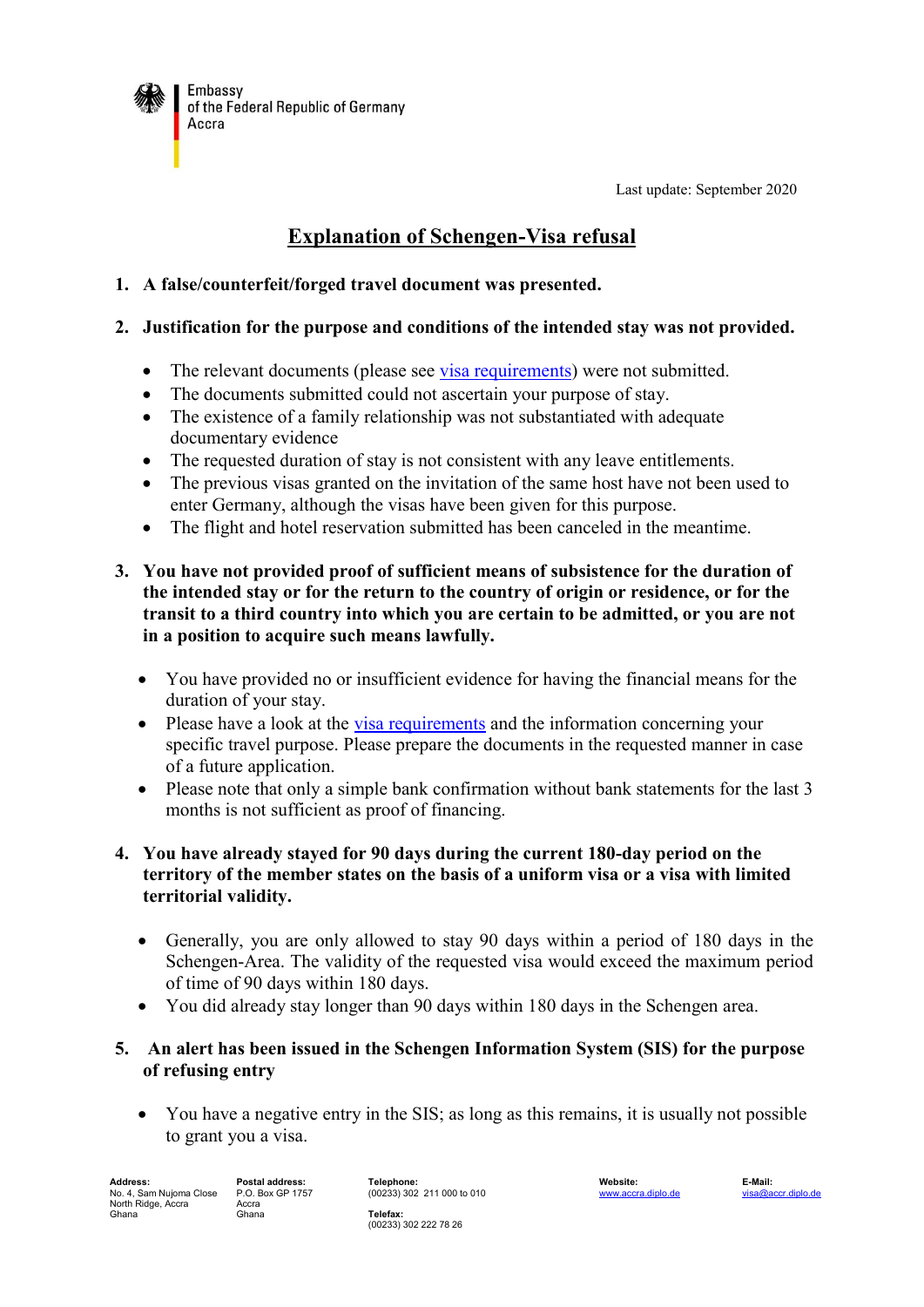Embassy
of the Federal Republic of Germany
Accra

Last update: September 2020

# Explanation of Schengen-Visa refusal

1. **A false/counterfeit/forged travel document was presented.**

2. **Justification for the purpose and conditions of the intended stay was not provided.**

   - The relevant documents (please see visa requirements) were not submitted.
   - The documents submitted could not ascertain your purpose of stay.
   - The existence of a family relationship was not substantiated with adequate documentary evidence
   - The requested duration of stay is not consistent with any leave entitlements.
   - The previous visas granted on the invitation of the same host have not been used to enter Germany, although the visas have been given for this purpose.
   - The flight and hotel reservation submitted has been canceled in the meantime.

3. **You have not provided proof of sufficient means of subsistence for the duration of the intended stay or for the return to the country of origin or residence, or for the transit to a third country into which you are certain to be admitted, or you are not in a position to acquire such means lawfully.**

   - You have provided no or insufficient evidence for having the financial means for the duration of your stay.
   - Please have a look at the visa requirements and the information concerning your specific travel purpose. Please prepare the documents in the requested manner in case of a future application.
   - Please note that only a simple bank confirmation without bank statements for the last 3 months is not sufficient as proof of financing.

4. **You have already stayed for 90 days during the current 180-day period on the territory of the member states on the basis of a uniform visa or a visa with limited territorial validity.**

   - Generally, you are only allowed to stay 90 days within a period of 180 days in the Schengen-Area. The validity of the requested visa would exceed the maximum period of time of 90 days within 180 days.
   - You did already stay longer than 90 days within 180 days in the Schengen area.

5. **An alert has been issued in the Schengen Information System (SIS) for the purpose of refusing entry**

   - You have a negative entry in the SIS; as long as this remains, it is usually not possible to grant you a visa.

**Address:**
No. 4, Sam Nujoma Close
North Ridge, Accra
Ghana

**Postal address:**
P.O. Box GP 1757
Accra
Ghana

**Telephone:**
(00233) 302 211 000 to 010

**Telefax:**
(00233) 302 222 78 26

**Website:**
www.accra.diplo.de

**E-Mail:**
visa@accr.diplo.de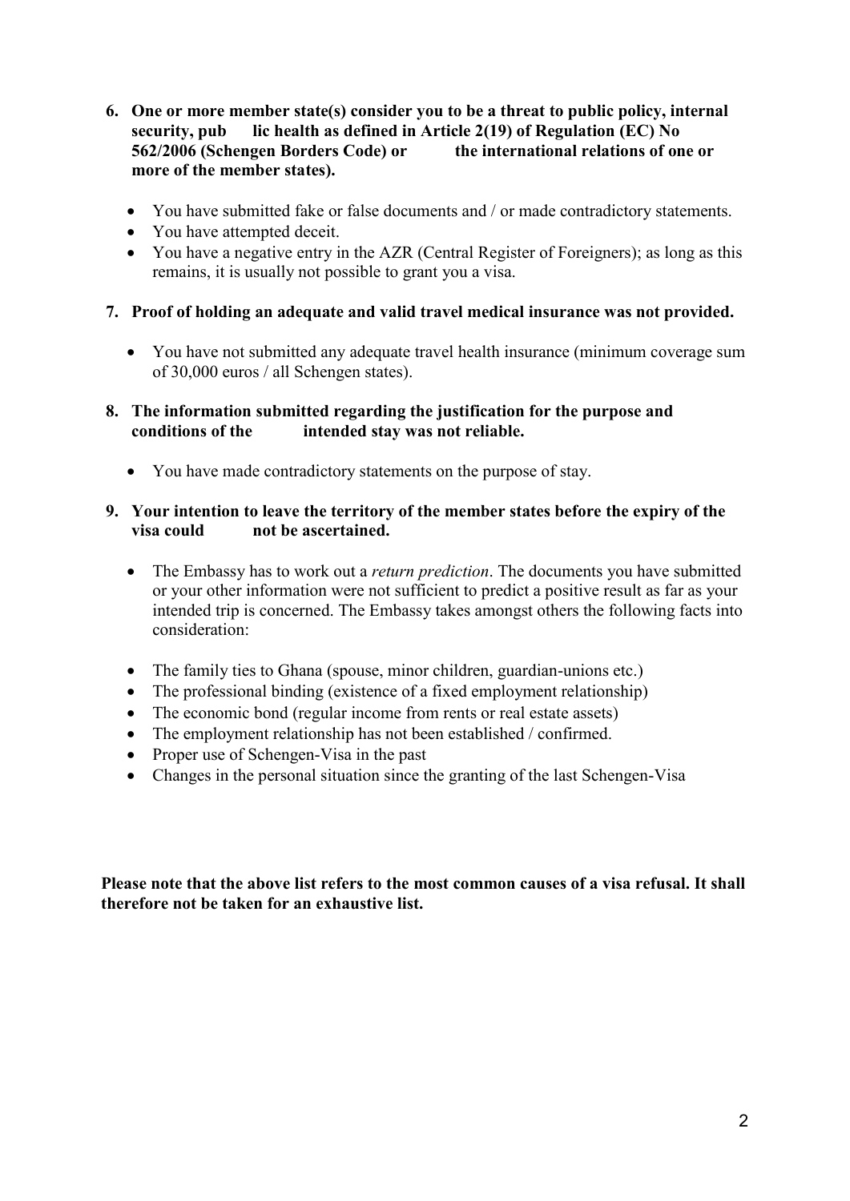6. **One or more member state(s) consider you to be a threat to public policy, internal security, public health as defined in Article 2(19) of Regulation (EC) No 562/2006 (Schengen Borders Code) or the international relations of one or more of the member states).**

   - You have submitted fake or false documents and / or made contradictory statements.
   - You have attempted deceit.
   - You have a negative entry in the AZR (Central Register of Foreigners); as long as this remains, it is usually not possible to grant you a visa.

7. **Proof of holding an adequate and valid travel medical insurance was not provided.**

   - You have not submitted any adequate travel health insurance (minimum coverage sum of 30,000 euros / all Schengen states).

8. **The information submitted regarding the justification for the purpose and conditions of the intended stay was not reliable.**

   - You have made contradictory statements on the purpose of stay.

9. **Your intention to leave the territory of the member states before the expiry of the visa could not be ascertained.**

   - The Embassy has to work out a *return prediction*. The documents you have submitted or your other information were not sufficient to predict a positive result as far as your intended trip is concerned. The Embassy takes amongst others the following facts into consideration:

   - The family ties to Ghana (spouse, minor children, guardian-unions etc.)
   - The professional binding (existence of a fixed employment relationship)
   - The economic bond (regular income from rents or real estate assets)
   - The employment relationship has not been established / confirmed.
   - Proper use of Schengen-Visa in the past
   - Changes in the personal situation since the granting of the last Schengen-Visa

**Please note that the above list refers to the most common causes of a visa refusal. It shall therefore not be taken for an exhaustive list.**